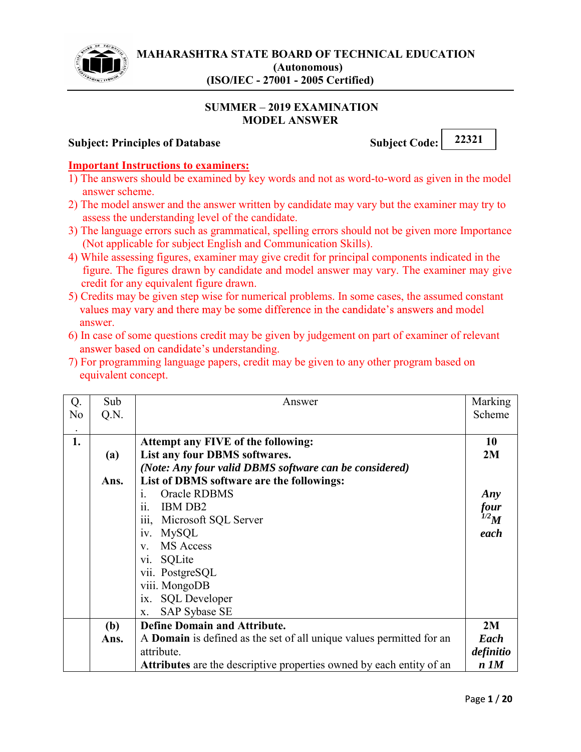# MAHARASHTRA STATE BOARD OF TECHNICAL EDUCATION
**(Autonomous)**
**(ISO/IEC - 27001 - 2005 Certified)**

## SUMMER – 2019 EXAMINATION
## MODEL ANSWER

**Subject: Principles of Database** **Subject Code: 22321**

**Important Instructions to examiners:**

1) The answers should be examined by key words and not as word-to-word as given in the model answer scheme.
2) The model answer and the answer written by candidate may vary but the examiner may try to assess the understanding level of the candidate.
3) The language errors such as grammatical, spelling errors should not be given more Importance (Not applicable for subject English and Communication Skills).
4) While assessing figures, examiner may give credit for principal components indicated in the figure. The figures drawn by candidate and model answer may vary. The examiner may give credit for any equivalent figure drawn.
5) Credits may be given step wise for numerical problems. In some cases, the assumed constant values may vary and there may be some difference in the candidate's answers and model answer.
6) In case of some questions credit may be given by judgement on part of examiner of relevant answer based on candidate's understanding.
7) For programming language papers, credit may be given to any other program based on equivalent concept.

| Q. No. | Sub Q.N. | Answer | Marking Scheme |
|---|---|---|---|
| **1.** | | **Attempt any FIVE of the following:** | **10** |
| | **(a)** | **List any four DBMS softwares.** | **2M** |
| | | ***(Note: Any four valid DBMS software can be considered)*** | |
| | **Ans.** | **List of DBMS software are the followings:**<br>i. Oracle RDBMS<br>ii. IBM DB2<br>iii, Microsoft SQL Server<br>iv. MySQL<br>v. MS Access<br>vi. SQLite<br>vii. PostgreSQL<br>viii. MongoDB<br>ix. SQL Developer<br>x. SAP Sybase SE | ***Any four ½M each*** |
| | **(b)** | **Define Domain and Attribute.** | **2M** |
| | **Ans.** | A **Domain** is defined as the set of all unique values permitted for an attribute.<br>**Attributes** are the descriptive properties owned by each entity of an | ***Each definition 1M*** |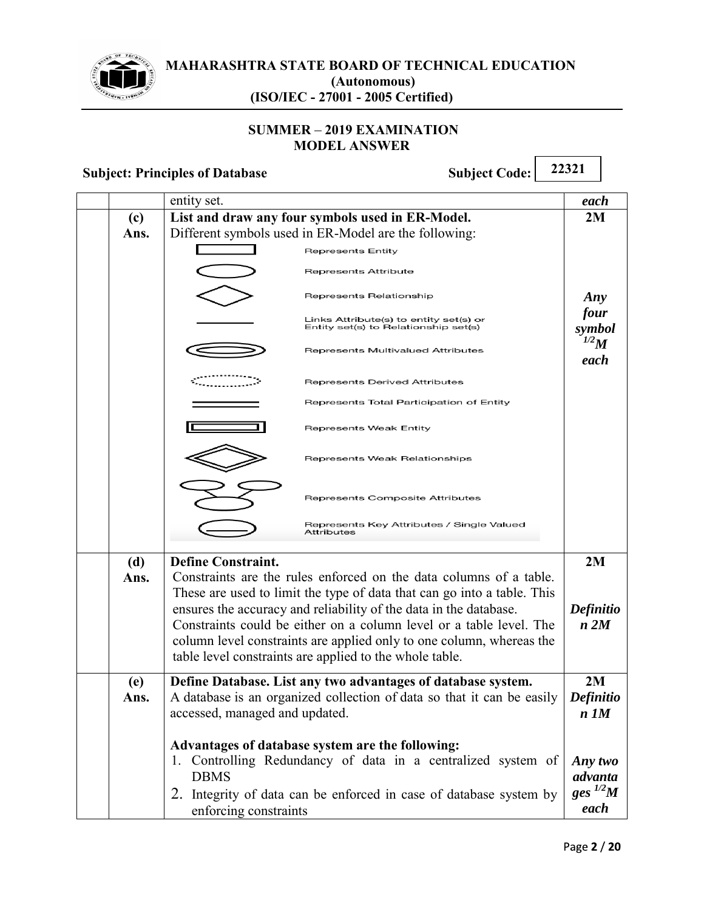| | | | |
|---|---|---|---|
| | | entity set. | *each* |
| | **(c)** **Ans.** | **List and draw any four symbols used in ER-Model.** Different symbols used in ER-Model are the following: Represents Entity; Represents Attribute; Represents Relationship; Links Attribute(s) to entity set(s) or Entity set(s) to Relationship set(s); Represents Multivalued Attributes; Represents Derived Attributes; Represents Total Participation of Entity; Represents Weak Entity; Represents Weak Relationships; Represents Composite Attributes; Represents Key Attributes / Single Valued Attributes | **2M** *Any four symbol* $^{1/2}$*M each* |
| | **(d)** **Ans.** | **Define Constraint.** Constraints are the rules enforced on the data columns of a table. These are used to limit the type of data that can go into a table. This ensures the accuracy and reliability of the data in the database. Constraints could be either on a column level or a table level. The column level constraints are applied only to one column, whereas the table level constraints are applied to the whole table. | **2M** *Definition 2M* |
| | **(e)** **Ans.** | **Define Database. List any two advantages of database system.** A database is an organized collection of data so that it can be easily accessed, managed and updated. **Advantages of database system are the following:** 1. Controlling Redundancy of data in a centralized system of DBMS 2. Integrity of data can be enforced in case of database system by enforcing constraints | **2M** *Definition 1M* *Any two advantages* $^{1/2}$*M each* |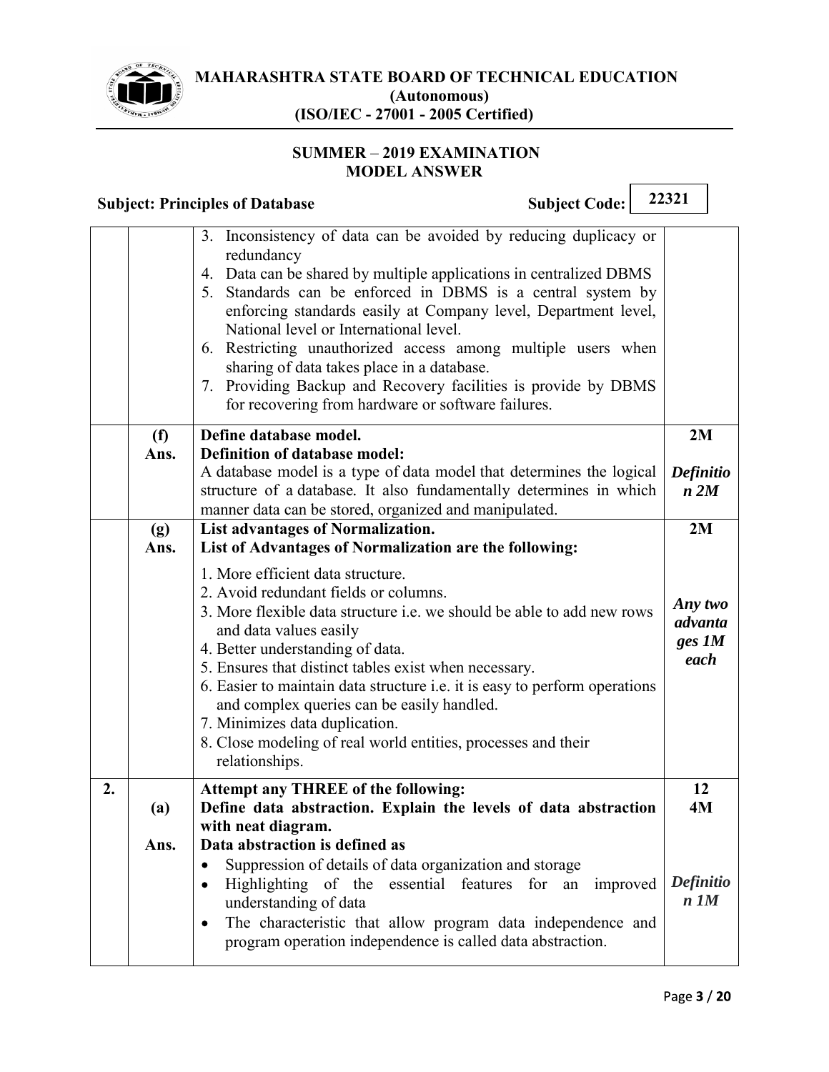**MAHARASHTRA STATE BOARD OF TECHNICAL EDUCATION**
**(Autonomous)**
**(ISO/IEC - 27001 - 2005 Certified)**

**SUMMER – 2019 EXAMINATION**
**MODEL ANSWER**

**Subject: Principles of Database** **Subject Code: 22321**

| | | | |
|---|---|---|---|
| | | 3. Inconsistency of data can be avoided by reducing duplicacy or redundancy<br>4. Data can be shared by multiple applications in centralized DBMS<br>5. Standards can be enforced in DBMS is a central system by enforcing standards easily at Company level, Department level, National level or International level.<br>6. Restricting unauthorized access among multiple users when sharing of data takes place in a database.<br>7. Providing Backup and Recovery facilities is provide by DBMS for recovering from hardware or software failures. | |
| | **(f)**<br>**Ans.** | **Define database model.**<br>**Definition of database model:**<br>A database model is a type of data model that determines the logical structure of a database. It also fundamentally determines in which manner data can be stored, organized and manipulated. | **2M**<br>***Definition 2M*** |
| | **(g)**<br>**Ans.** | **List advantages of Normalization.**<br>**List of Advantages of Normalization are the following:**<br>1. More efficient data structure.<br>2. Avoid redundant fields or columns.<br>3. More flexible data structure i.e. we should be able to add new rows and data values easily<br>4. Better understanding of data.<br>5. Ensures that distinct tables exist when necessary.<br>6. Easier to maintain data structure i.e. it is easy to perform operations and complex queries can be easily handled.<br>7. Minimizes data duplication.<br>8. Close modeling of real world entities, processes and their relationships. | **2M**<br>***Any two advantages 1M each*** |
| **2.** | <br>**(a)**<br><br>**Ans.** | **Attempt any THREE of the following:**<br>**Define data abstraction. Explain the levels of data abstraction with neat diagram.**<br>**Data abstraction is defined as**<br>• Suppression of details of data organization and storage<br>• Highlighting of the essential features for an improved understanding of data<br>• The characteristic that allow program data independence and program operation independence is called data abstraction. | **12**<br>**4M**<br><br>***Definition 1M*** |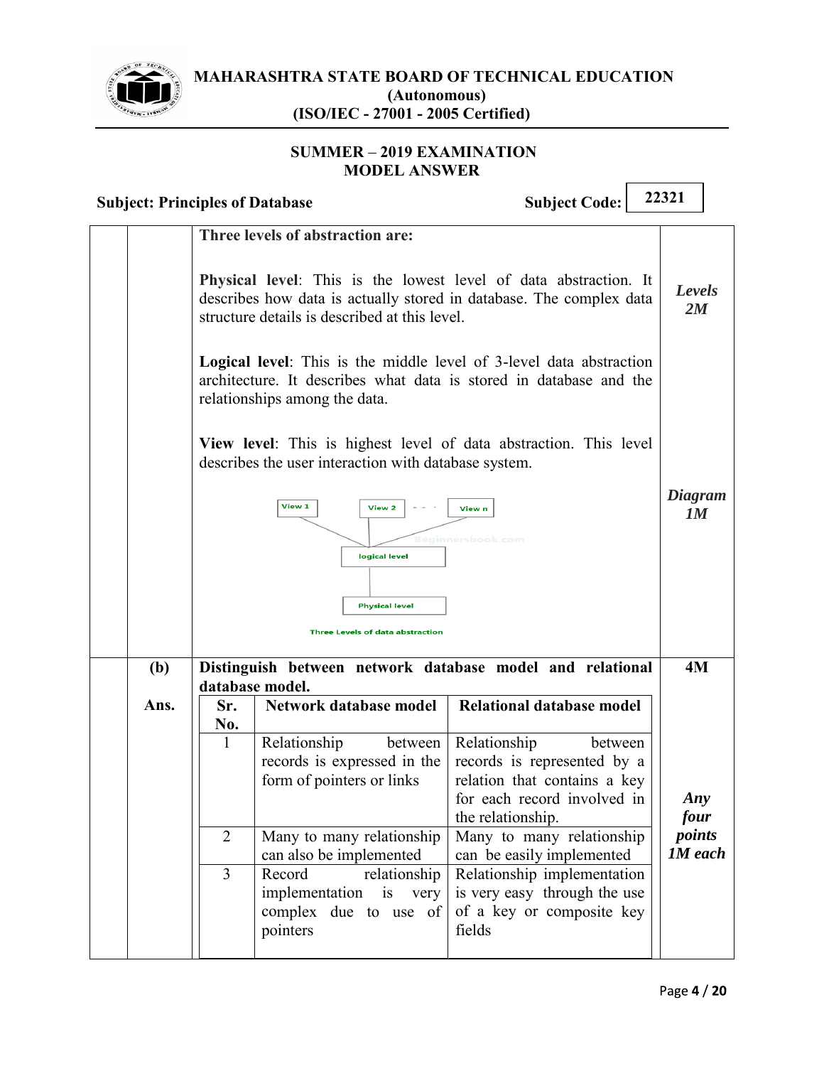**Three levels of abstraction are:**

**Physical level**: This is the lowest level of data abstraction. It describes how data is actually stored in database. The complex data structure details is described at this level.

*Levels 2M*

**Logical level**: This is the middle level of 3-level data abstraction architecture. It describes what data is stored in database and the relationships among the data.

**View level**: This is highest level of data abstraction. This level describes the user interaction with database system.

*Diagram 1M*

View 1 | View 2 | - - - | View n

logical level

Physical level

Three Levels of data abstraction

**(b) Distinguish between network database model and relational database model.** **4M**

**Ans.**

| Sr. No. | Network database model | Relational database model |
|---|---|---|
| 1 | Relationship between records is expressed in the form of pointers or links | Relationship between records is represented by a relation that contains a key for each record involved in the relationship. |
| 2 | Many to many relationship can also be implemented | Many to many relationship can be easily implemented |
| 3 | Record relationship implementation is very complex due to use of pointers | Relationship implementation is very easy through the use of a key or composite key fields |

*Any four points 1M each*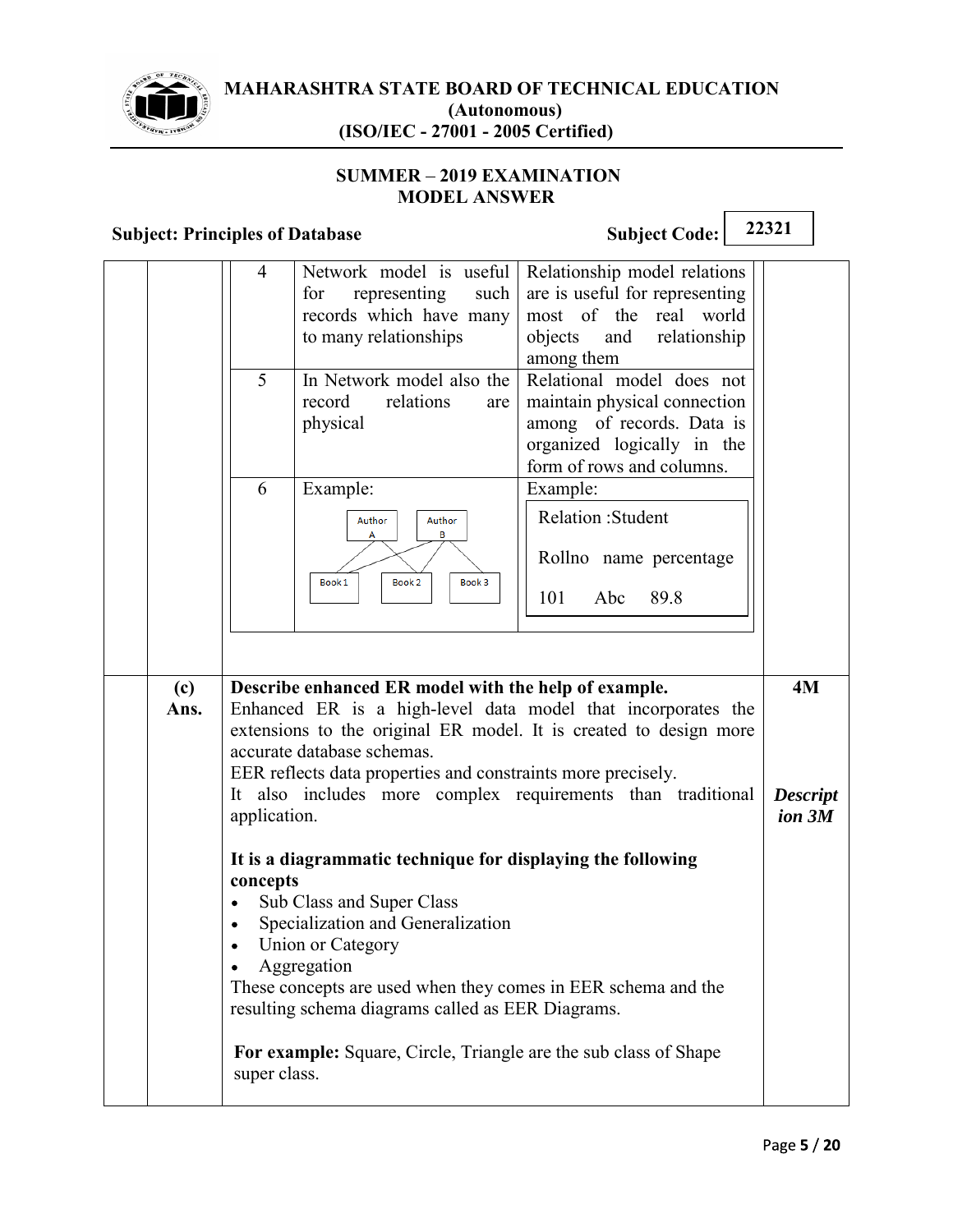| | | |
|---|---|---|
| 4 | Network model is useful for representing such records which have many to many relationships | Relationship model relations are is useful for representing most of the real world objects and relationship among them |
| 5 | In Network model also the record relations are physical | Relational model does not maintain physical connection among of records. Data is organized logically in the form of rows and columns. |
| 6 | Example: Author A, Author B; Book 1, Book 2, Book 3 | Example: Relation :Student<br>Rollno name percentage<br>101 Abc 89.8 |

**(c) Describe enhanced ER model with the help of example.** **4M**

**Ans.**

Enhanced ER is a high-level data model that incorporates the extensions to the original ER model. It is created to design more accurate database schemas.

EER reflects data properties and constraints more precisely.

It also includes more complex requirements than traditional application.

***Description 3M***

**It is a diagrammatic technique for displaying the following concepts**

- Sub Class and Super Class
- Specialization and Generalization
- Union or Category
- Aggregation

These concepts are used when they comes in EER schema and the resulting schema diagrams called as EER Diagrams.

**For example:** Square, Circle, Triangle are the sub class of Shape super class.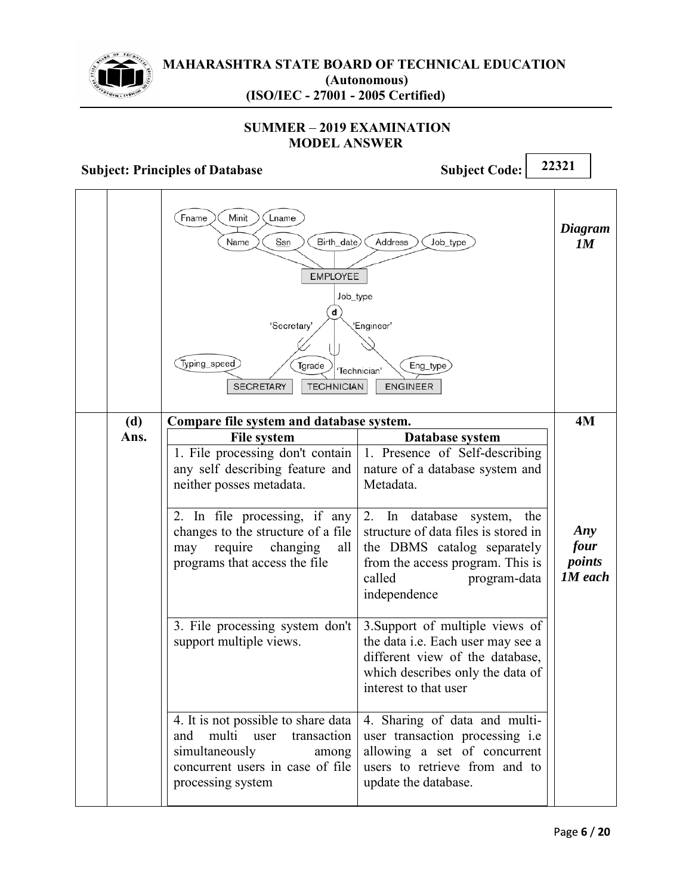| | | | |
|---|---|---|---|
| | | Fname, Minit, Lname → Name; Ssn; Birth_date; Address; Job_type → EMPLOYEE; Job_type (d): 'Secretary', 'Engineer', 'Technician'; Typing_speed → SECRETARY; Tgrade → TECHNICIAN; Eng_type → ENGINEER | ***Diagram 1M*** |
| | **(d)** | **Compare file system and database system.** | **4M** |
| | **Ans.** | | ***Any four points 1M each*** |

| **File system** | **Database system** |
|---|---|
| 1. File processing don't contain any self describing feature and neither posses metadata. | 1. Presence of Self-describing nature of a database system and Metadata. |
| 2. In file processing, if any changes to the structure of a file may require changing all programs that access the file | 2. In database system, the structure of data files is stored in the DBMS catalog separately from the access program. This is called program-data independence |
| 3. File processing system don't support multiple views. | 3.Support of multiple views of the data i.e. Each user may see a different view of the database, which describes only the data of interest to that user |
| 4. It is not possible to share data and multi user transaction simultaneously among concurrent users in case of file processing system | 4. Sharing of data and multi-user transaction processing i.e allowing a set of concurrent users to retrieve from and to update the database. |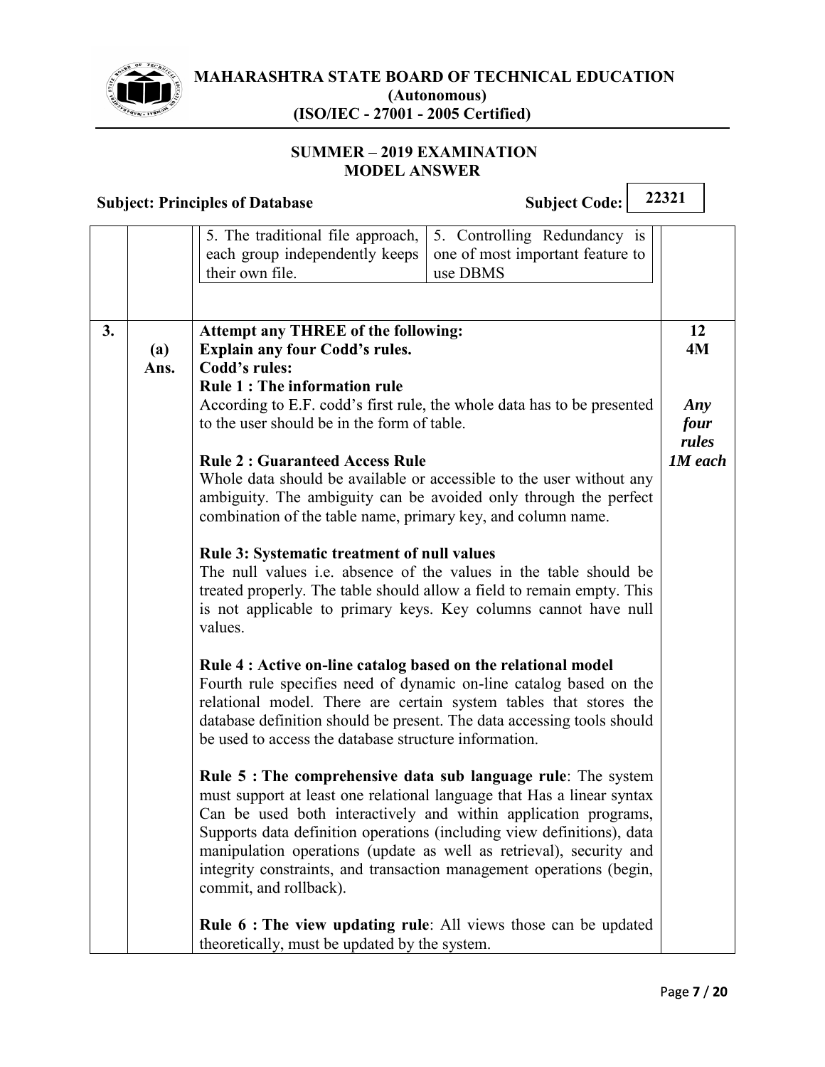| | | 5. The traditional file approach, each group independently keeps their own file. | 5. Controlling Redundancy is one of most important feature to use DBMS | |
|---|---|---|---|---|

| | | | |
|---|---|---|---|
| **3.** | | **Attempt any THREE of the following:** | **12** |
| | **(a)** | **Explain any four Codd's rules.** | **4M** |
| | **Ans.** | **Codd's rules:** | |

**Rule 1 : The information rule**

According to E.F. codd's first rule, the whole data has to be presented to the user should be in the form of table.

*Any four rules 1M each*

**Rule 2 : Guaranteed Access Rule**

Whole data should be available or accessible to the user without any ambiguity. The ambiguity can be avoided only through the perfect combination of the table name, primary key, and column name.

**Rule 3: Systematic treatment of null values**

The null values i.e. absence of the values in the table should be treated properly. The table should allow a field to remain empty. This is not applicable to primary keys. Key columns cannot have null values.

**Rule 4 : Active on-line catalog based on the relational model**

Fourth rule specifies need of dynamic on-line catalog based on the relational model. There are certain system tables that stores the database definition should be present. The data accessing tools should be used to access the database structure information.

**Rule 5 : The comprehensive data sub language rule**: The system must support at least one relational language that Has a linear syntax Can be used both interactively and within application programs, Supports data definition operations (including view definitions), data manipulation operations (update as well as retrieval), security and integrity constraints, and transaction management operations (begin, commit, and rollback).

**Rule 6 : The view updating rule**: All views those can be updated theoretically, must be updated by the system.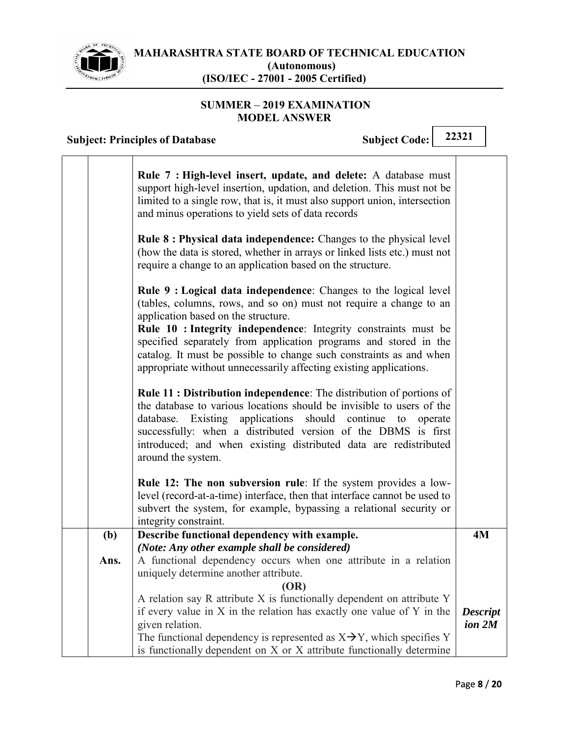| | | | |
|---|---|---|---|
| | | **Rule 7 : High-level insert, update, and delete:** A database must support high-level insertion, updation, and deletion. This must not be limited to a single row, that is, it must also support union, intersection and minus operations to yield sets of data records<br><br>**Rule 8 : Physical data independence:** Changes to the physical level (how the data is stored, whether in arrays or linked lists etc.) must not require a change to an application based on the structure.<br><br>**Rule 9 : Logical data independence**: Changes to the logical level (tables, columns, rows, and so on) must not require a change to an application based on the structure.<br>**Rule 10 : Integrity independence**: Integrity constraints must be specified separately from application programs and stored in the catalog. It must be possible to change such constraints as and when appropriate without unnecessarily affecting existing applications.<br><br>**Rule 11 : Distribution independence**: The distribution of portions of the database to various locations should be invisible to users of the database. Existing applications should continue to operate successfully: when a distributed version of the DBMS is first introduced; and when existing distributed data are redistributed around the system.<br><br>**Rule 12: The non subversion rule**: If the system provides a low-level (record-at-a-time) interface, then that interface cannot be used to subvert the system, for example, bypassing a relational security or integrity constraint. | |
| | **(b)** | **Describe functional dependency with example.**<br>***(Note: Any other example shall be considered)*** | **4M** |
| | **Ans.** | A functional dependency occurs when one attribute in a relation uniquely determine another attribute.<br>**(OR)**<br>A relation say R attribute X is functionally dependent on attribute Y if every value in X in the relation has exactly one value of Y in the given relation.<br>The functional dependency is represented as $X \rightarrow Y$, which specifies Y is functionally dependent on X or X attribute functionally determine | ***Description 2M*** |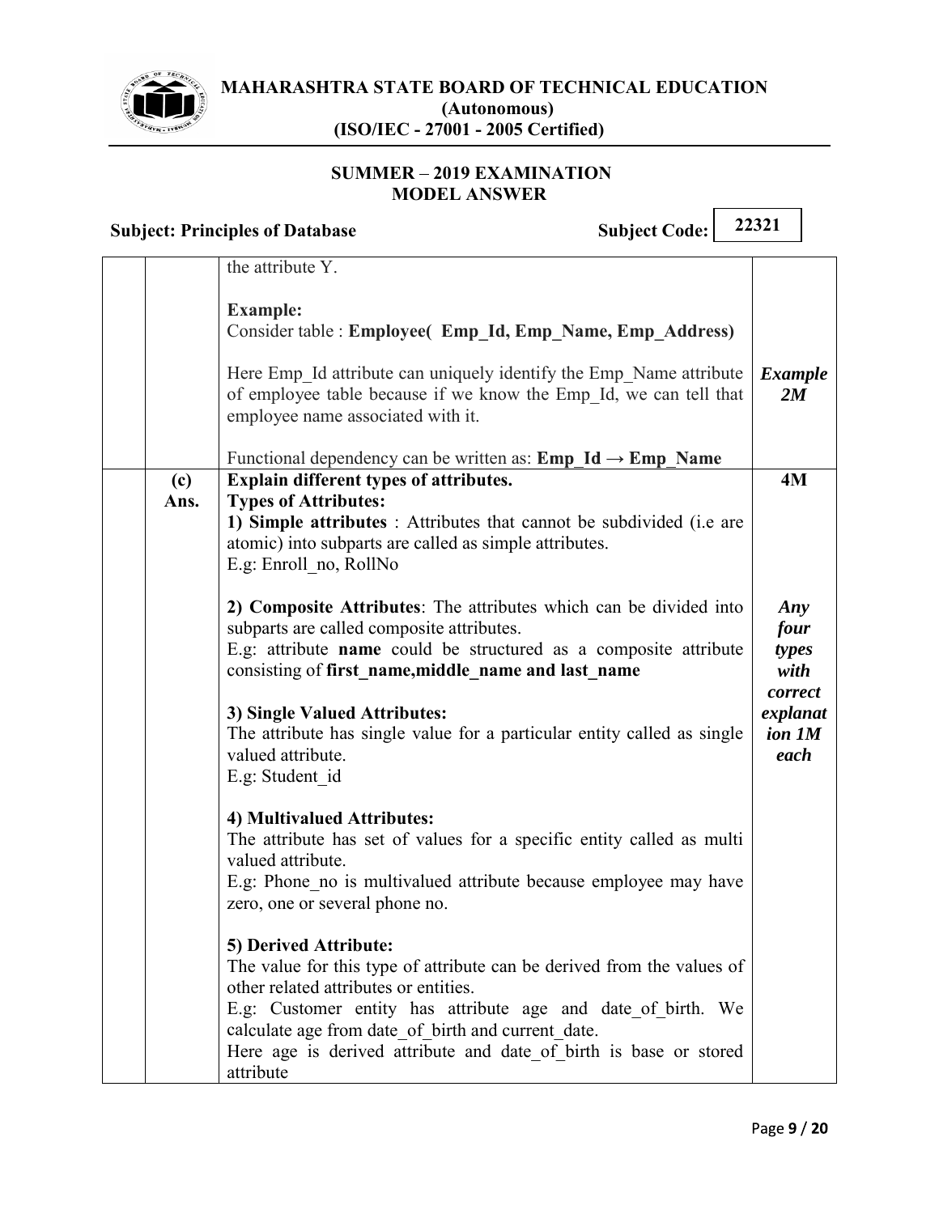| | | | |
|---|---|---|---|
| | | the attribute Y.<br><br>**Example:**<br>Consider table : **Employee( Emp_Id, Emp_Name, Emp_Address)**<br><br>Here Emp_Id attribute can uniquely identify the Emp_Name attribute of employee table because if we know the Emp_Id, we can tell that employee name associated with it.<br><br>Functional dependency can be written as: **Emp_Id → Emp_Name** | ***Example 2M*** |
| | **(c)**<br>**Ans.** | **Explain different types of attributes.**<br>**Types of Attributes:**<br>**1) Simple attributes** : Attributes that cannot be subdivided (i.e are atomic) into subparts are called as simple attributes.<br>E.g: Enroll_no, RollNo<br><br>**2) Composite Attributes**: The attributes which can be divided into subparts are called composite attributes.<br>E.g: attribute **name** could be structured as a composite attribute consisting of **first_name,middle_name and last_name**<br><br>**3) Single Valued Attributes:**<br>The attribute has single value for a particular entity called as single valued attribute.<br>E.g: Student_id<br><br>**4) Multivalued Attributes:**<br>The attribute has set of values for a specific entity called as multi valued attribute.<br>E.g: Phone_no is multivalued attribute because employee may have zero, one or several phone no.<br><br>**5) Derived Attribute:**<br>The value for this type of attribute can be derived from the values of other related attributes or entities.<br>E.g: Customer entity has attribute age and date_of_birth. We calculate age from date_of_birth and current_date.<br>Here age is derived attribute and date_of_birth is base or stored attribute | **4M**<br><br>***Any four types with correct explanation 1M each*** |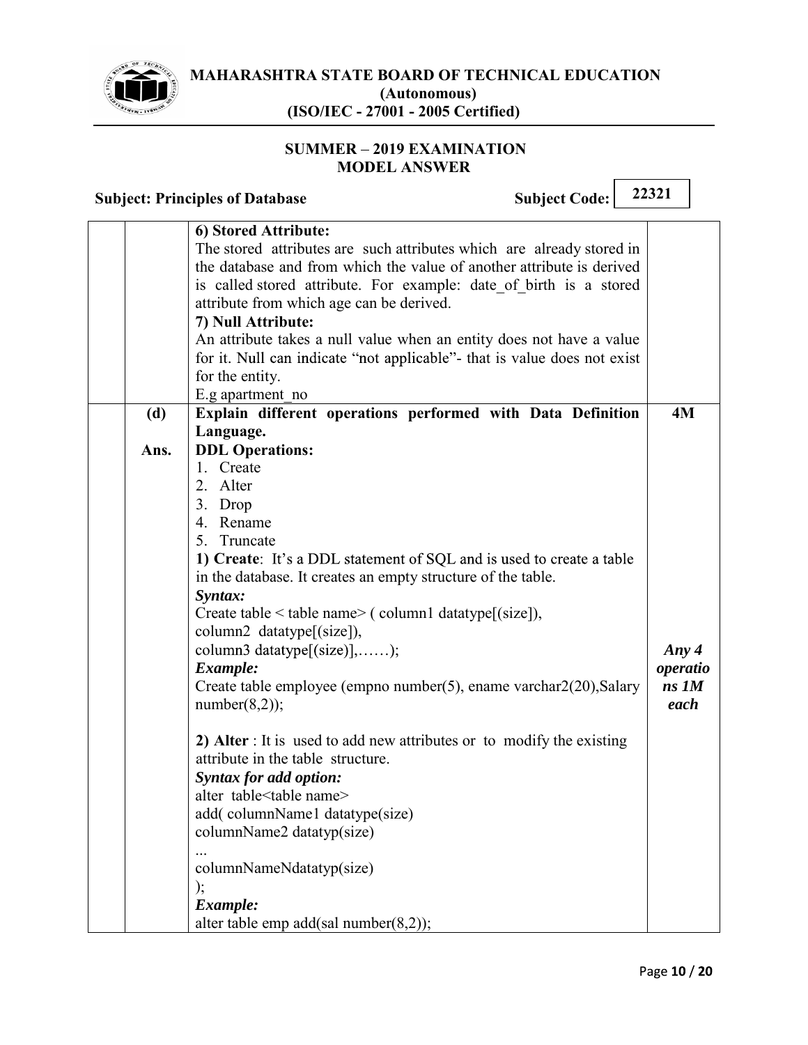**6) Stored Attribute:**

The stored attributes are such attributes which are already stored in the database and from which the value of another attribute is derived is called stored attribute. For example: date_of_birth is a stored attribute from which age can be derived.

**7) Null Attribute:**

An attribute takes a null value when an entity does not have a value for it. Null can indicate "not applicable"- that is value does not exist for the entity.

E.g apartment_no

**(d) Explain different operations performed with Data Definition Language.** **4M**

**Ans.**

**DDL Operations:**

1. Create
2. Alter
3. Drop
4. Rename
5. Truncate

*Any 4 operations 1M each*

**1) Create**: It's a DDL statement of SQL and is used to create a table in the database. It creates an empty structure of the table.

***Syntax:***

```
Create table < table name> ( column1 datatype[(size)],
column2 datatype[(size)],
column3 datatype[(size)],……);
```

***Example:***

```
Create table employee (empno number(5), ename varchar2(20),Salary number(8,2));
```

**2) Alter** : It is used to add new attributes or to modify the existing attribute in the table structure.

***Syntax for add option:***

```
alter table<table name>
add( columnName1 datatype(size)
columnName2 datatyp(size)
...
columnNameNdatatyp(size)
);
```

***Example:***

```
alter table emp add(sal number(8,2));
```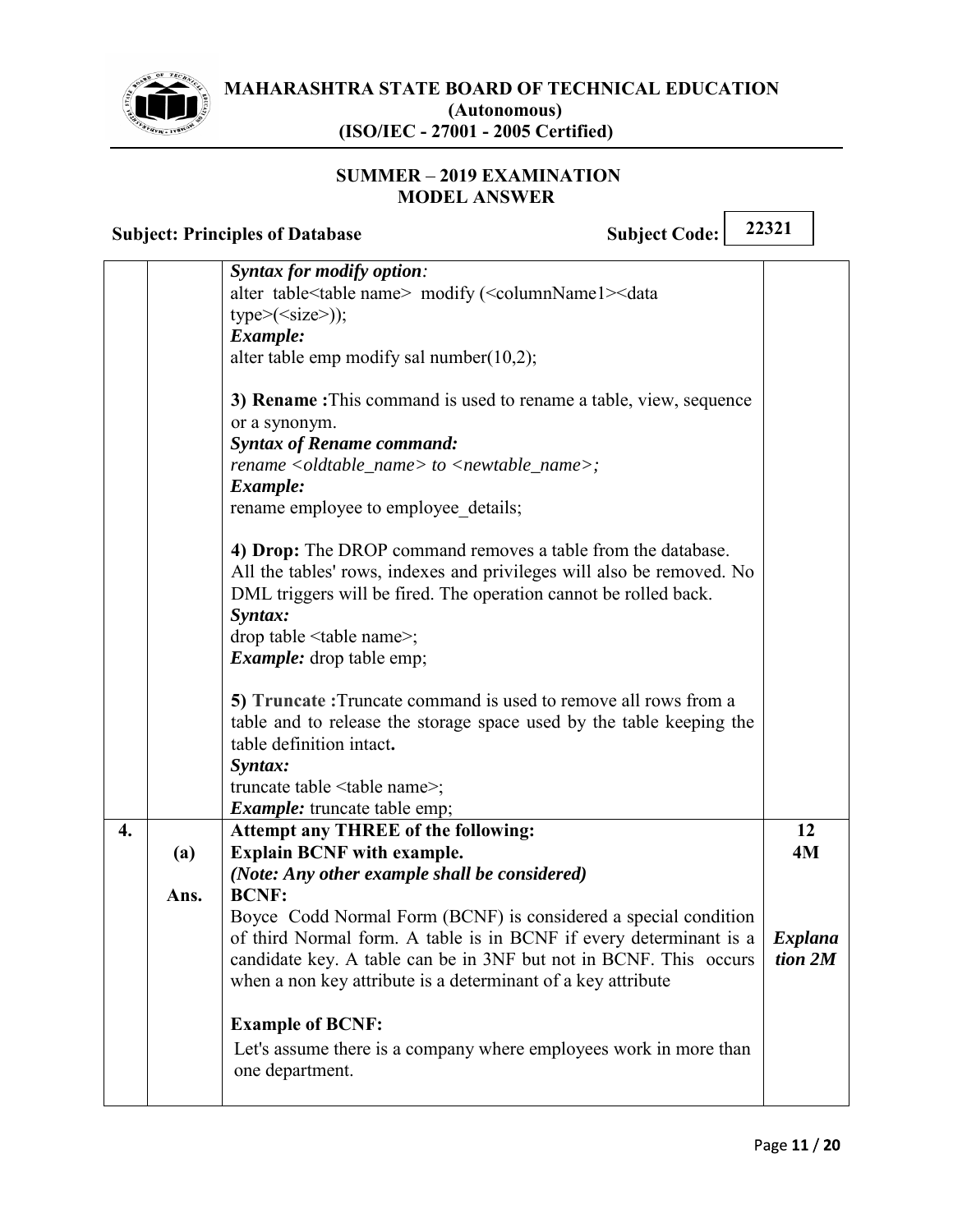***Syntax for modify option:***
alter table<table name> modify (<columnName1><data type>(<size>));
***Example:***
alter table emp modify sal number(10,2);

**3) Rename :**This command is used to rename a table, view, sequence or a synonym.
***Syntax of Rename command:***
*rename <oldtable_name> to <newtable_name>;*
***Example:***
rename employee to employee_details;

**4) Drop:** The DROP command removes a table from the database. All the tables' rows, indexes and privileges will also be removed. No DML triggers will be fired. The operation cannot be rolled back.
***Syntax:***
drop table <table name>;
***Example:*** drop table emp;

**5) Truncate :**Truncate command is used to remove all rows from a table and to release the storage space used by the table keeping the table definition intact**.**
***Syntax:***
truncate table <table name>;
***Example:*** truncate table emp;

| 4. | | **Attempt any THREE of the following:** | **12** |
|---|---|---|---|
| | **(a)** | **Explain BCNF with example.** *(Note: Any other example shall be considered)* | **4M** |
| | **Ans.** | **BCNF:** Boyce Codd Normal Form (BCNF) is considered a special condition of third Normal form. A table is in BCNF if every determinant is a candidate key. A table can be in 3NF but not in BCNF. This occurs when a non key attribute is a determinant of a key attribute | ***Explanation 2M*** |
| | | **Example of BCNF:** Let's assume there is a company where employees work in more than one department. | |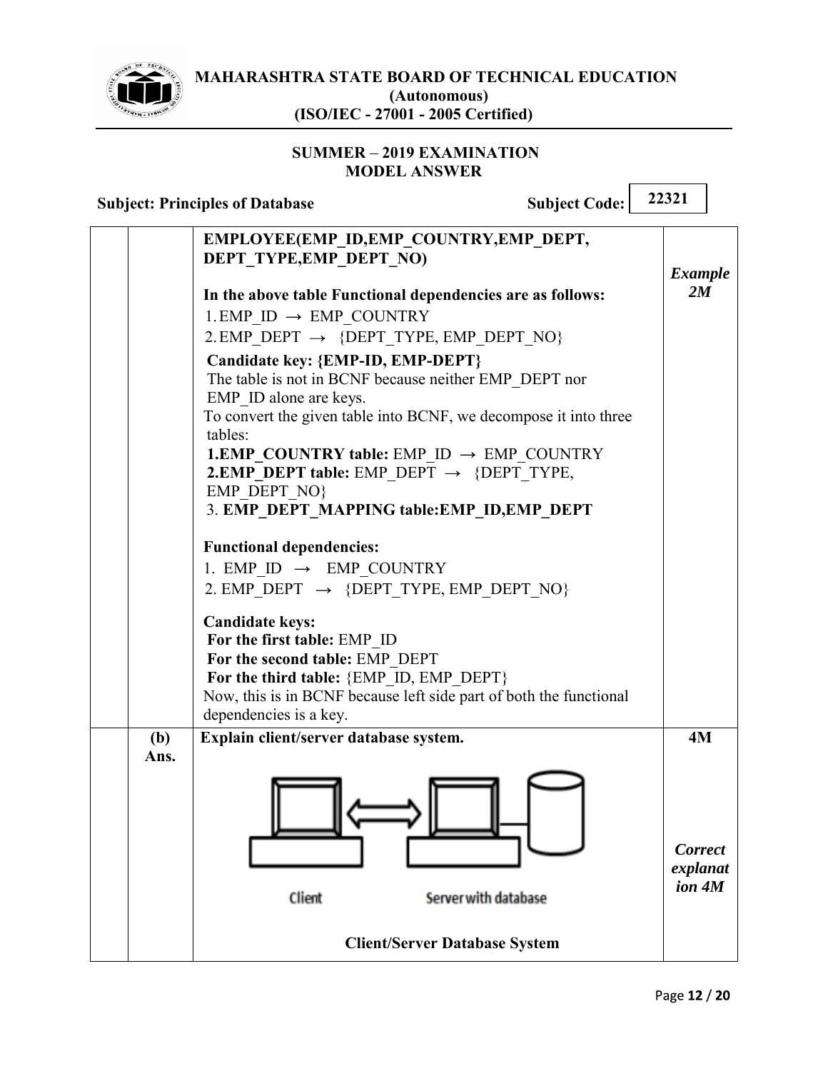| | | | |
|---|---|---|---|
| | | **EMPLOYEE(EMP_ID,EMP_COUNTRY,EMP_DEPT, DEPT_TYPE,EMP_DEPT_NO)**<br><br>**In the above table Functional dependencies are as follows:**<br>1. EMP_ID → EMP_COUNTRY<br>2. EMP_DEPT → {DEPT_TYPE, EMP_DEPT_NO}<br>**Candidate key: {EMP-ID, EMP-DEPT}**<br>The table is not in BCNF because neither EMP_DEPT nor EMP_ID alone are keys.<br>To convert the given table into BCNF, we decompose it into three tables:<br>**1.EMP_COUNTRY table:** EMP_ID → EMP_COUNTRY<br>**2.EMP_DEPT table:** EMP_DEPT → {DEPT_TYPE, EMP_DEPT_NO}<br>3. **EMP_DEPT_MAPPING table:EMP_ID,EMP_DEPT**<br><br>**Functional dependencies:**<br>1. EMP_ID → EMP_COUNTRY<br>2. EMP_DEPT → {DEPT_TYPE, EMP_DEPT_NO}<br><br>**Candidate keys:**<br>**For the first table:** EMP_ID<br>**For the second table:** EMP_DEPT<br>**For the third table:** {EMP_ID, EMP_DEPT}<br>Now, this is in BCNF because left side part of both the functional dependencies is a key. | ***Example 2M*** |
| | **(b)** **Ans.** | **Explain client/server database system.**<br><br>Client Server with database<br><br>**Client/Server Database System** | **4M**<br><br>***Correct explanation 4M*** |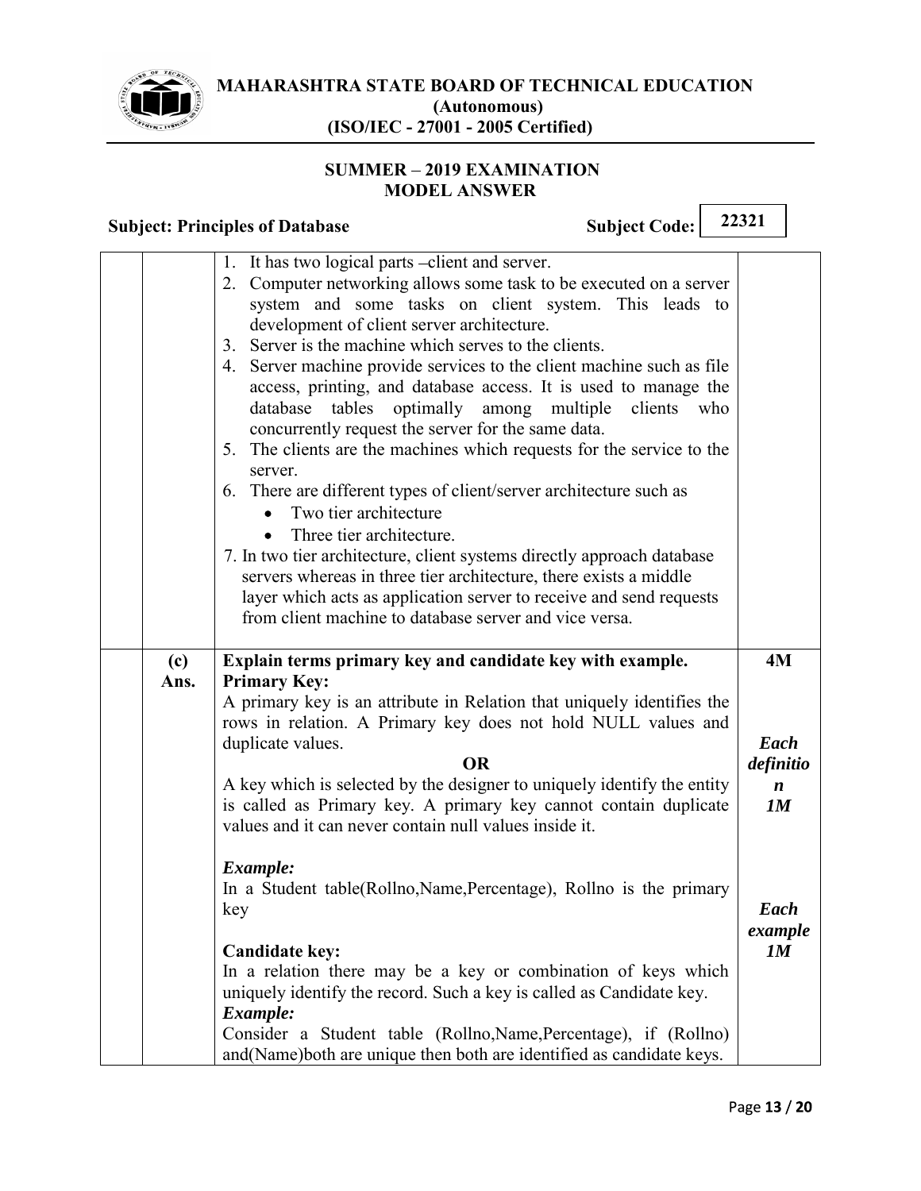1. It has two logical parts –client and server.
2. Computer networking allows some task to be executed on a server system and some tasks on client system. This leads to development of client server architecture.
3. Server is the machine which serves to the clients.
4. Server machine provide services to the client machine such as file access, printing, and database access. It is used to manage the database tables optimally among multiple clients who concurrently request the server for the same data.
5. The clients are the machines which requests for the service to the server.
6. There are different types of client/server architecture such as
   - Two tier architecture
   - Three tier architecture.
7. In two tier architecture, client systems directly approach database servers whereas in three tier architecture, there exists a middle layer which acts as application server to receive and send requests from client machine to database server and vice versa.

**(c) Explain terms primary key and candidate key with example.** **4M**

**Ans.**

**Primary Key:**

A primary key is an attribute in Relation that uniquely identifies the rows in relation. A Primary key does not hold NULL values and duplicate values.

**OR**

A key which is selected by the designer to uniquely identify the entity is called as Primary key. A primary key cannot contain duplicate values and it can never contain null values inside it.

*Each definition 1M*

***Example:***

In a Student table(Rollno,Name,Percentage), Rollno is the primary key

*Each example 1M*

**Candidate key:**

In a relation there may be a key or combination of keys which uniquely identify the record. Such a key is called as Candidate key.

***Example:***

Consider a Student table (Rollno,Name,Percentage), if (Rollno) and(Name)both are unique then both are identified as candidate keys.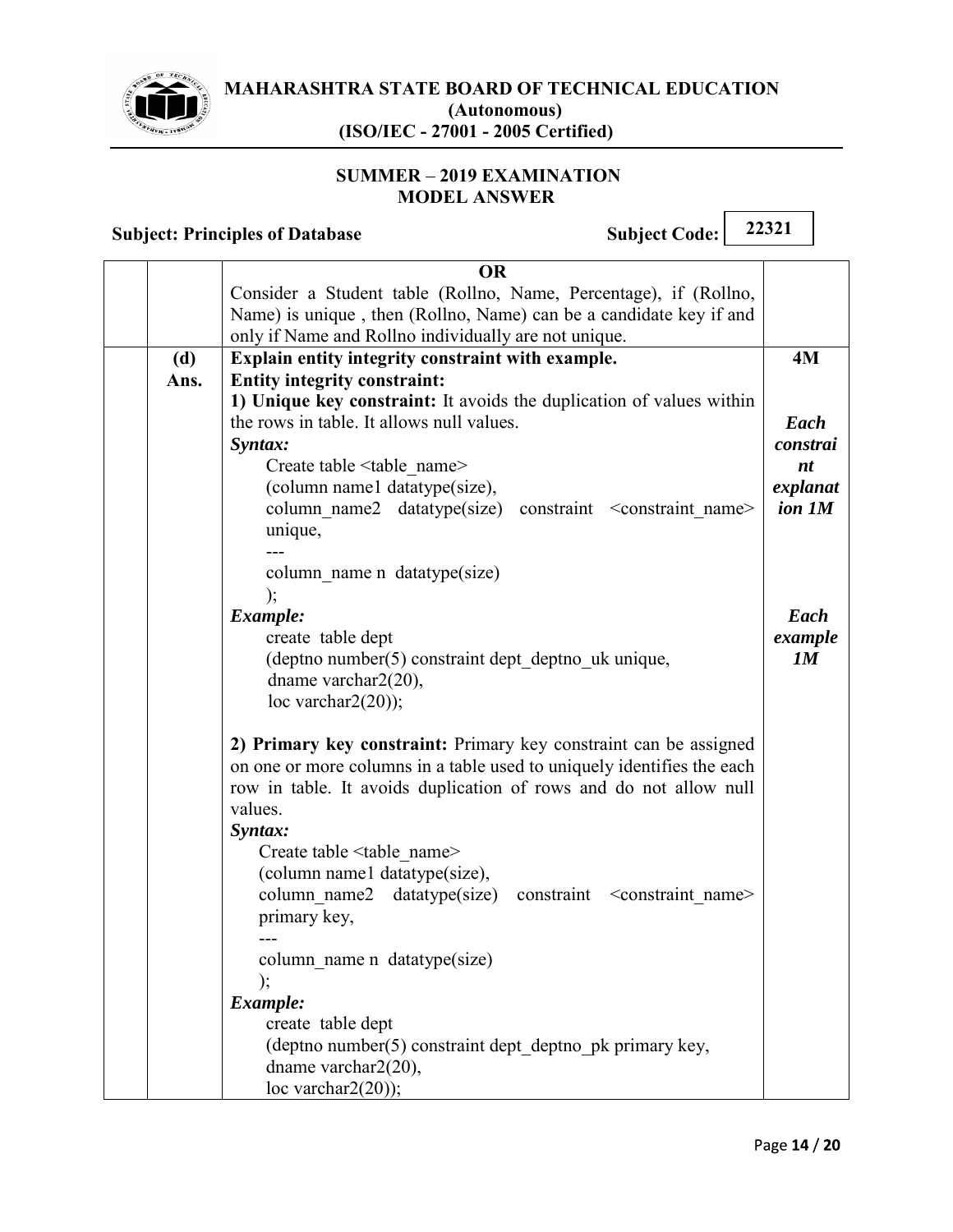**OR**

Consider a Student table (Rollno, Name, Percentage), if (Rollno, Name) is unique , then (Rollno, Name) can be a candidate key if and only if Name and Rollno individually are not unique.

**(d) Explain entity integrity constraint with example.** **4M**

**Ans.**

**Entity integrity constraint:**

**1) Unique key constraint:** It avoids the duplication of values within the rows in table. It allows null values.

*Each constraint explanation 1M*

***Syntax:***

```
Create table <table_name>
(column name1 datatype(size),
column_name2  datatype(size)  constraint  <constraint_name>
unique,
---
column_name n  datatype(size)
);
```

***Example:***

*Each example 1M*

```
create  table dept
(deptno number(5) constraint dept_deptno_uk unique,
 dname varchar2(20),
 loc varchar2(20));
```

**2) Primary key constraint:** Primary key constraint can be assigned on one or more columns in a table used to uniquely identifies the each row in table. It avoids duplication of rows and do not allow null values.

***Syntax:***

```
Create table <table_name>
(column name1 datatype(size),
column_name2  datatype(size)  constraint  <constraint_name>
primary key,
---
column_name n  datatype(size)
);
```

***Example:***

```
create  table dept
(deptno number(5) constraint dept_deptno_pk primary key,
dname varchar2(20),
loc varchar2(20));
```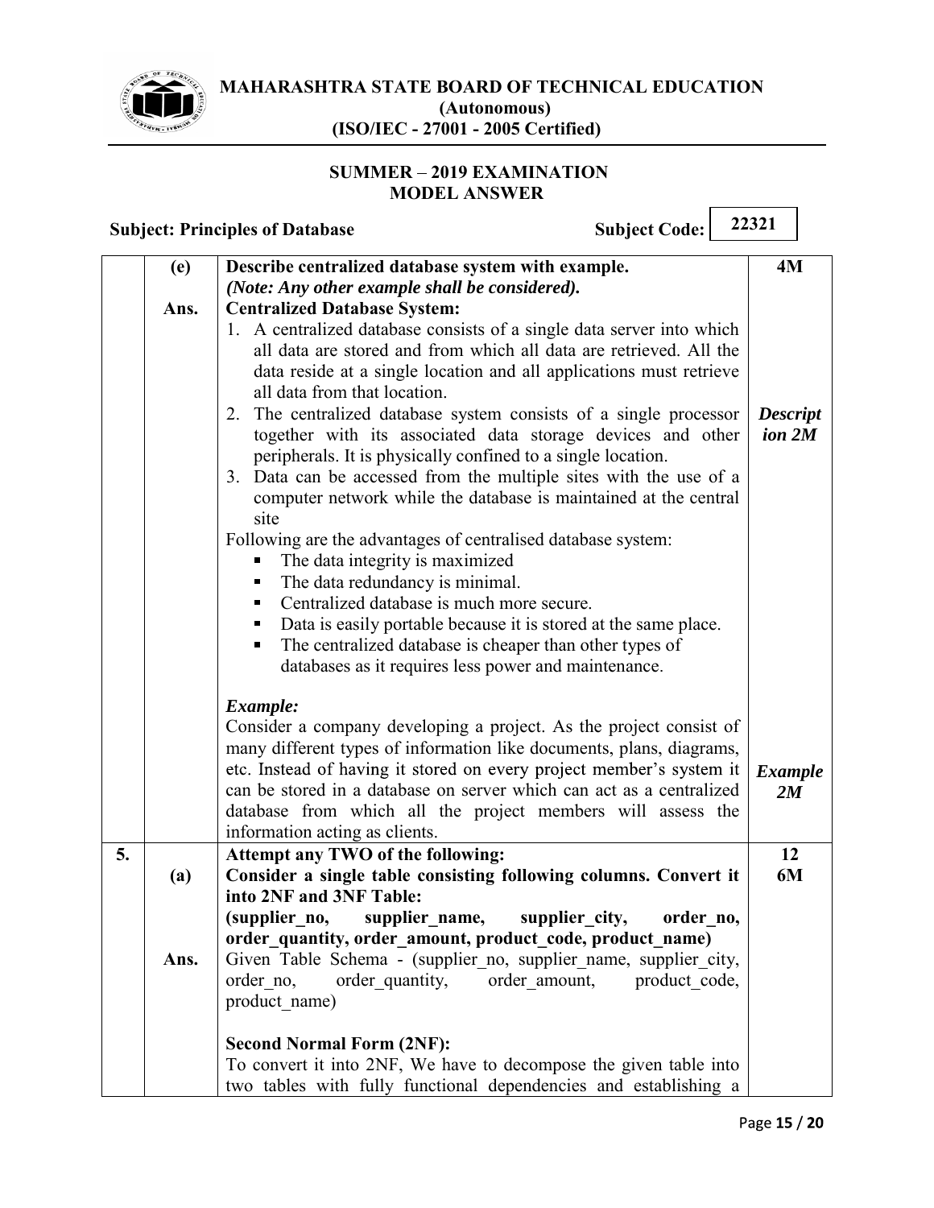| | | | |
|---|---|---|---|
| | **(e)** | **Describe centralized database system with example.** *(Note: Any other example shall be considered).* | **4M** |
| | **Ans.** | **Centralized Database System:**<br>1. A centralized database consists of a single data server into which all data are stored and from which all data are retrieved. All the data reside at a single location and all applications must retrieve all data from that location.<br>2. The centralized database system consists of a single processor together with its associated data storage devices and other peripherals. It is physically confined to a single location.<br>3. Data can be accessed from the multiple sites with the use of a computer network while the database is maintained at the central site<br>Following are the advantages of centralised database system:<br>▪ The data integrity is maximized<br>▪ The data redundancy is minimal.<br>▪ Centralized database is much more secure.<br>▪ Data is easily portable because it is stored at the same place.<br>▪ The centralized database is cheaper than other types of databases as it requires less power and maintenance. | ***Description 2M*** |
| | | ***Example:***<br>Consider a company developing a project. As the project consist of many different types of information like documents, plans, diagrams, etc. Instead of having it stored on every project member's system it can be stored in a database on server which can act as a centralized database from which all the project members will assess the information acting as clients. | ***Example 2M*** |
| **5.** | | **Attempt any TWO of the following:** | **12** |
| | **(a)** | **Consider a single table consisting following columns. Convert it into 2NF and 3NF Table:**<br>**(supplier_no, supplier_name, supplier_city, order_no, order_quantity, order_amount, product_code, product_name)** | **6M** |
| | **Ans.** | Given Table Schema - (supplier_no, supplier_name, supplier_city, order_no, order_quantity, order_amount, product_code, product_name)<br><br>**Second Normal Form (2NF):**<br>To convert it into 2NF, We have to decompose the given table into two tables with fully functional dependencies and establishing a | |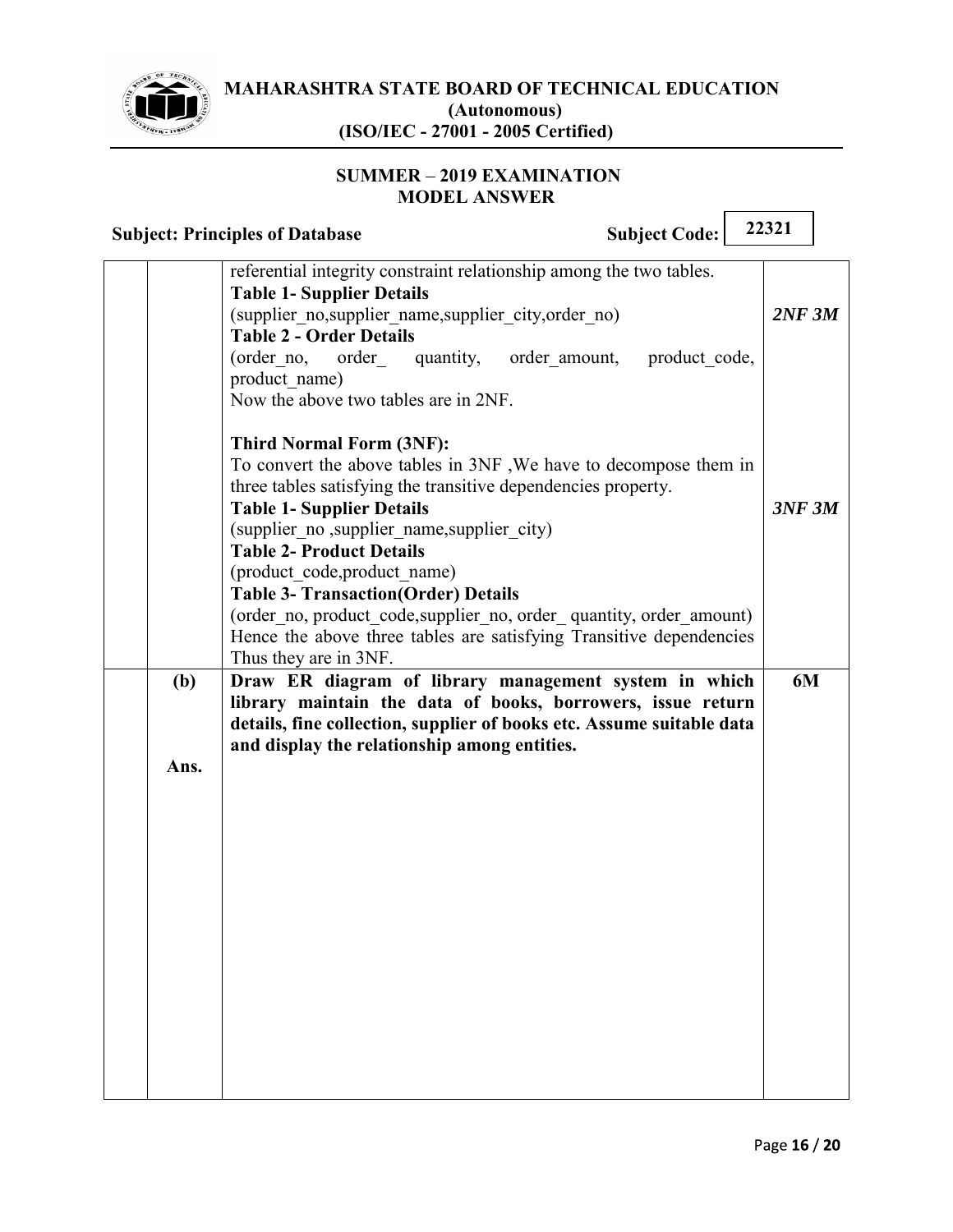| | | | |
|---|---|---|---|
| | | referential integrity constraint relationship among the two tables.<br>**Table 1- Supplier Details**<br>(supplier_no,supplier_name,supplier_city,order_no)<br>**Table 2 - Order Details**<br>(order_no, order_ quantity, order_amount, product_code, product_name)<br>Now the above two tables are in 2NF.<br><br>**Third Normal Form (3NF):**<br>To convert the above tables in 3NF ,We have to decompose them in three tables satisfying the transitive dependencies property.<br>**Table 1- Supplier Details**<br>(supplier_no ,supplier_name,supplier_city)<br>**Table 2- Product Details**<br>(product_code,product_name)<br>**Table 3- Transaction(Order) Details**<br>(order_no, product_code,supplier_no, order_ quantity, order_amount)<br>Hence the above three tables are satisfying Transitive dependencies Thus they are in 3NF. | ***2NF 3M***<br><br>***3NF 3M*** |
| | **(b)**<br><br>**Ans.** | **Draw ER diagram of library management system in which library maintain the data of books, borrowers, issue return details, fine collection, supplier of books etc. Assume suitable data and display the relationship among entities.** | **6M** |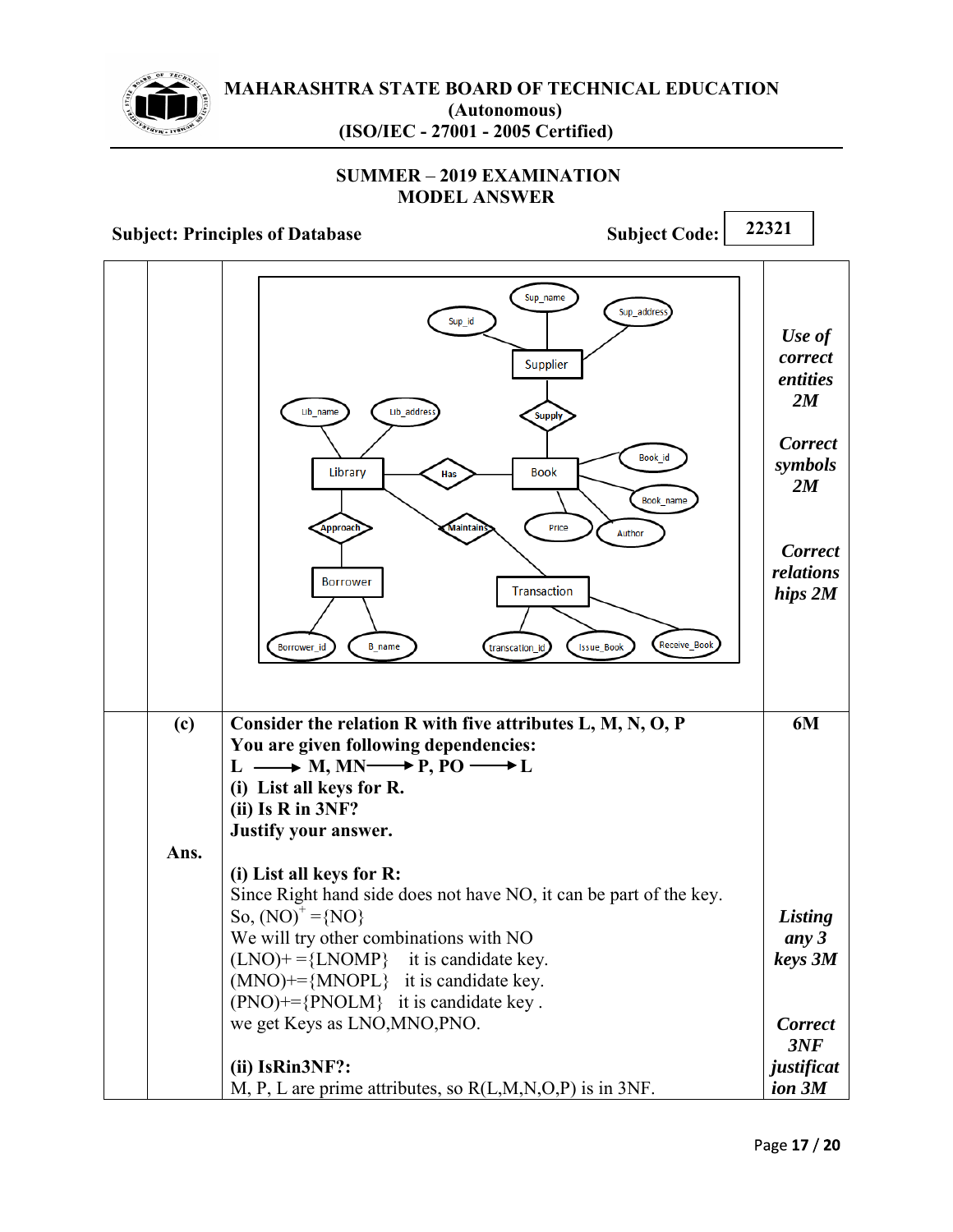| | | | |
|---|---|---|---|
| | | *(ER diagram)* | *Use of correct entities 2M*<br><br>*Correct symbols 2M*<br><br>*Correct relationships 2M* |
| | **(c)**<br><br>**Ans.** | **Consider the relation R with five attributes L, M, N, O, P**<br>**You are given following dependencies:**<br>**L ⟶ M, MN ⟶ P, PO ⟶ L**<br>**(i) List all keys for R.**<br>**(ii) Is R in 3NF?**<br>**Justify your answer.**<br><br>**(i) List all keys for R:**<br>Since Right hand side does not have NO, it can be part of the key.<br>So, $(NO)^+ = \{NO\}$<br>We will try other combinations with NO<br>(LNO)+ ={LNOMP} it is candidate key.<br>(MNO)+={MNOPL} it is candidate key.<br>(PNO)+={PNOLM} it is candidate key .<br>we get Keys as LNO,MNO,PNO.<br><br>**(ii) IsRin3NF?:**<br>M, P, L are prime attributes, so R(L,M,N,O,P) is in 3NF. | **6M**<br><br>*Listing any 3 keys 3M*<br><br>*Correct 3NF justification 3M* |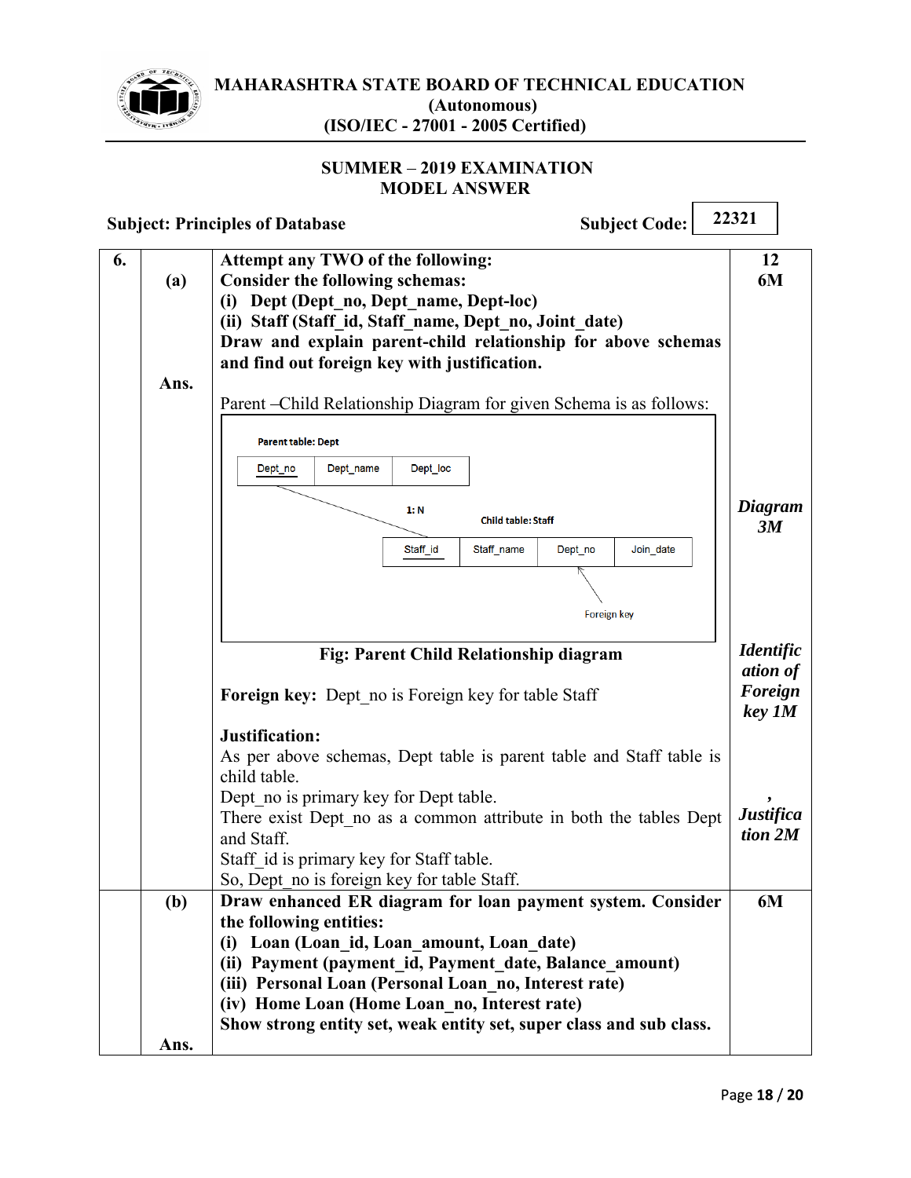# MAHARASHTRA STATE BOARD OF TECHNICAL EDUCATION
**(Autonomous)**
**(ISO/IEC - 27001 - 2005 Certified)**

**SUMMER – 2019 EXAMINATION**
**MODEL ANSWER**

**Subject: Principles of Database** **Subject Code: 22321**

**6.** **Attempt any TWO of the following:** **12**

**(a)** **Consider the following schemas:** **6M**

**(i) Dept (Dept_no, Dept_name, Dept-loc)**
**(ii) Staff (Staff_id, Staff_name, Dept_no, Joint_date)**
**Draw and explain parent-child relationship for above schemas and find out foreign key with justification.**

**Ans.**

Parent –Child Relationship Diagram for given Schema is as follows:

**Parent table: Dept**

| Dept_no | Dept_name | Dept_loc |
|---|---|---|

**1: N**

**Child table: Staff**

| Staff_id | Staff_name | Dept_no | Join_date |
|---|---|---|---|

Foreign key (Dept_no)

***Diagram 3M***

**Fig: Parent Child Relationship diagram**

**Foreign key:** Dept_no is Foreign key for table Staff

***Identification of Foreign key 1M***

**Justification:**
As per above schemas, Dept table is parent table and Staff table is child table.
Dept_no is primary key for Dept table.
There exist Dept_no as a common attribute in both the tables Dept and Staff.
Staff_id is primary key for Staff table.
So, Dept_no is foreign key for table Staff.

***, Justification 2M***

**(b)** **Draw enhanced ER diagram for loan payment system. Consider the following entities:** **6M**

**(i) Loan (Loan_id, Loan_amount, Loan_date)**
**(ii) Payment (payment_id, Payment_date, Balance_amount)**
**(iii) Personal Loan (Personal Loan_no, Interest rate)**
**(iv) Home Loan (Home Loan_no, Interest rate)**
**Show strong entity set, weak entity set, super class and sub class.**

**Ans.**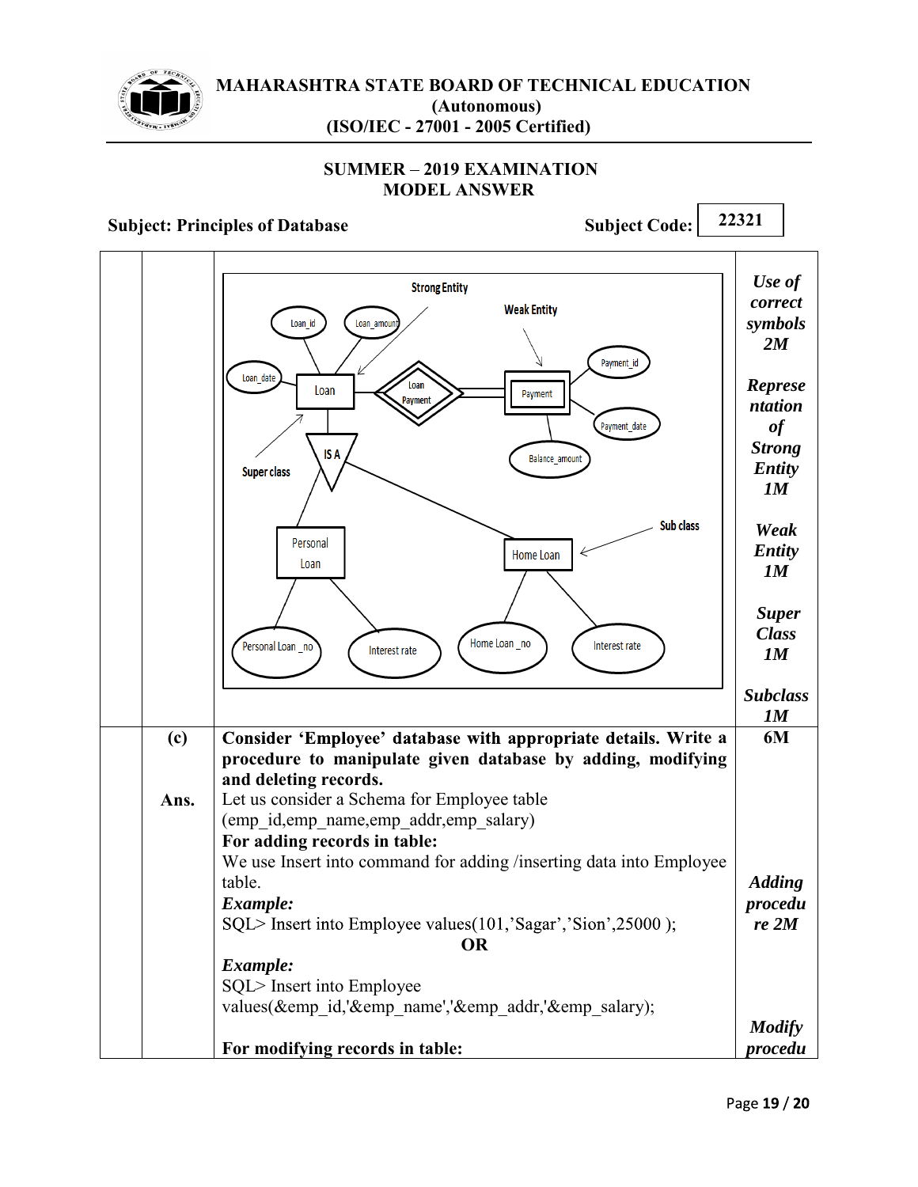**SUMMER – 2019 EXAMINATION**
**MODEL ANSWER**

**Subject: Principles of Database** **Subject Code: 22321**

| | | | |
|---|---|---|---|
| | | Strong Entity<br>Weak Entity<br>Loan_id, Loan_amount, Loan_date, Loan, Loan Payment, Payment, Payment_id, Payment_date, Balance_amount<br>IS A<br>Super class<br>Sub class<br>Personal Loan, Home Loan<br>Personal Loan _no, Interest rate, Home Loan _no, Interest rate | *Use of correct symbols 2M*<br><br>*Representation of Strong Entity 1M*<br><br>*Weak Entity 1M*<br><br>*Super Class 1M*<br><br>*Subclass 1M* |
| **(c)**<br><br>**Ans.** | | **Consider 'Employee' database with appropriate details. Write a procedure to manipulate given database by adding, modifying and deleting records.**<br>Let us consider a Schema for Employee table<br>(emp_id,emp_name,emp_addr,emp_salary)<br>**For adding records in table:**<br>We use Insert into command for adding /inserting data into Employee table.<br>***Example:***<br>SQL> Insert into Employee values(101,'Sagar','Sion',25000 );<br>**OR**<br>***Example:***<br>SQL> Insert into Employee values(&emp_id,'&emp_name','&emp_addr,'&emp_salary);<br><br>**For modifying records in table:** | **6M**<br><br><br><br><br><br>*Adding procedure 2M*<br><br><br><br><br><br>*Modify procedu* |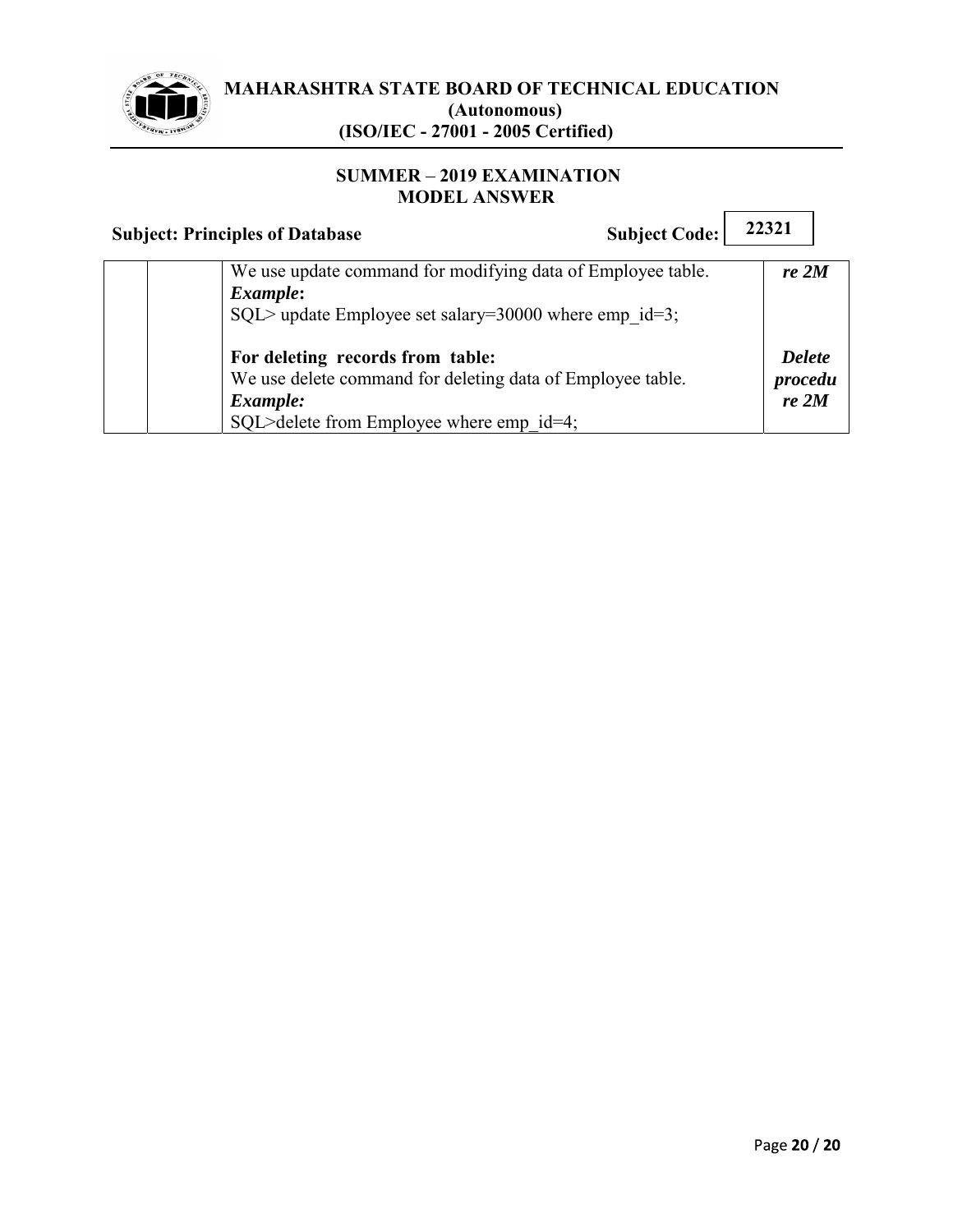| | | | |
|---|---|---|---|
| | | We use update command for modifying data of Employee table.<br>***Example*:**<br>SQL> update Employee set salary=30000 where emp_id=3; | ***re 2M*** |
| | | **For deleting records from table:**<br>We use delete command for deleting data of Employee table.<br>***Example:***<br>SQL>delete from Employee where emp_id=4; | ***Delete procedu re 2M*** |